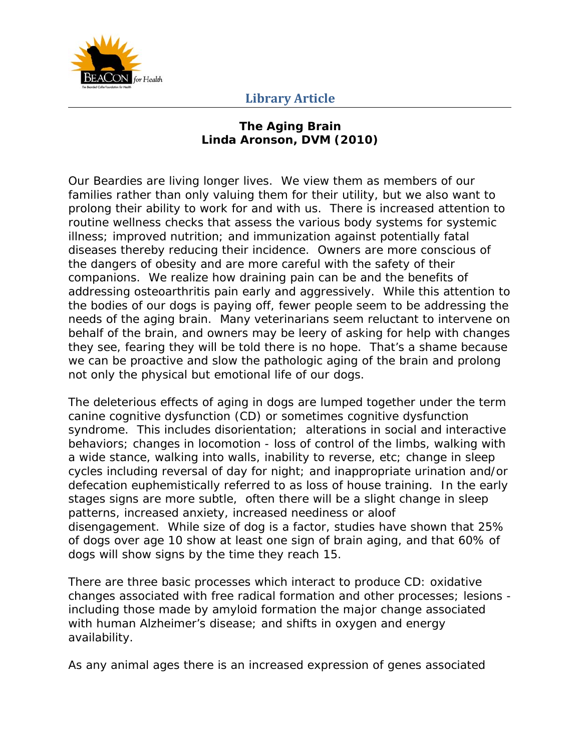**Library Article**

# The Aging Brain

**Linda Aronson, DVM (2010)**

Our Beardies are living longer lives. We view them as members of our families rather than only valuing them for their utility, but we also want to prolong their ability to work for and with us. There is increased attention to routine wellness checks that assess the various body systems for systemic illness; improved nutrition; and immunization against potentially fatal diseases thereby reducing their incidence. Owners are more conscious of the dangers of obesity and are more careful with the safety of their companions. We realize how draining pain can be and the benefits of addressing osteoarthritis pain early and aggressively. While this attention to the bodies of our dogs is paying off, fewer people seem to be addressing the needs of the aging brain. Many veterinarians seem reluctant to intervene on behalf of the brain, and owners may be leery of asking for help with changes they see, fearing they will be told there is no hope. That's a shame because we can be proactive and slow the pathologic aging of the brain and prolong not only the physical but emotional life of our dogs.

The deleterious effects of aging in dogs are lumped together under the term canine cognitive dysfunction (CD) or sometimes cognitive dysfunction syndrome. This includes disorientation; alterations in social and interactive behaviors; changes in locomotion - loss of control of the limbs, walking with a wide stance, walking into walls, inability to reverse, etc; change in sleep cycles including reversal of day for night; and inappropriate urination and/or defecation euphemistically referred to as loss of house training. In the early stages signs are more subtle, often there will be a slight change in sleep patterns, increased anxiety, increased neediness or aloof disengagement. While size of dog is a factor, studies have shown that 25% of dogs over age 10 show at least one sign of brain aging, and that 60% of dogs will show signs by the time they reach 15.

There are three basic processes which interact to produce CD: oxidative changes associated with free radical formation and other processes; lesions - including those made by amyloid formation the major change associated with human Alzheimer's disease; and shifts in oxygen and energy availability.

As any animal ages there is an increased expression of genes associated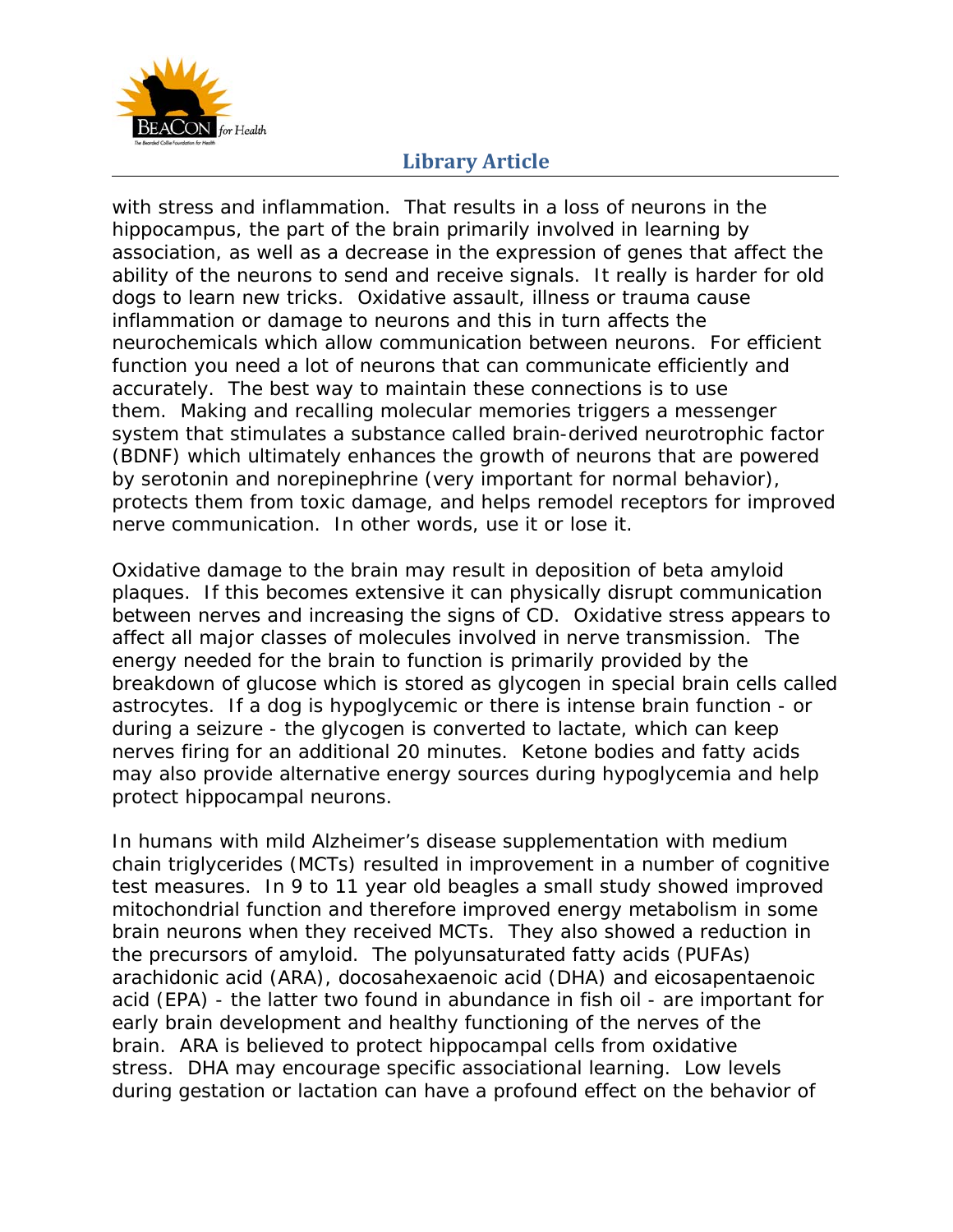with stress and inflammation. That results in a loss of neurons in the hippocampus, the part of the brain primarily involved in learning by association, as well as a decrease in the expression of genes that affect the ability of the neurons to send and receive signals. It really is harder for old dogs to learn new tricks. Oxidative assault, illness or trauma cause inflammation or damage to neurons and this in turn affects the neurochemicals which allow communication between neurons. For efficient function you need a lot of neurons that can communicate efficiently and accurately. The best way to maintain these connections is to use them. Making and recalling molecular memories triggers a messenger system that stimulates a substance called brain-derived neurotrophic factor (BDNF) which ultimately enhances the growth of neurons that are powered by serotonin and norepinephrine (very important for normal behavior), protects them from toxic damage, and helps remodel receptors for improved nerve communication. In other words, use it or lose it.

Oxidative damage to the brain may result in deposition of beta amyloid plaques. If this becomes extensive it can physically disrupt communication between nerves and increasing the signs of CD. Oxidative stress appears to affect all major classes of molecules involved in nerve transmission. The energy needed for the brain to function is primarily provided by the breakdown of glucose which is stored as glycogen in special brain cells called astrocytes. If a dog is hypoglycemic or there is intense brain function - or during a seizure - the glycogen is converted to lactate, which can keep nerves firing for an additional 20 minutes. Ketone bodies and fatty acids may also provide alternative energy sources during hypoglycemia and help protect hippocampal neurons.

In humans with mild Alzheimer's disease supplementation with medium chain triglycerides (MCTs) resulted in improvement in a number of cognitive test measures. In 9 to 11 year old beagles a small study showed improved mitochondrial function and therefore improved energy metabolism in some brain neurons when they received MCTs. They also showed a reduction in the precursors of amyloid. The polyunsaturated fatty acids (PUFAs) arachidonic acid (ARA), docosahexaenoic acid (DHA) and eicosapentaenoic acid (EPA) - the latter two found in abundance in fish oil - are important for early brain development and healthy functioning of the nerves of the brain. ARA is believed to protect hippocampal cells from oxidative stress. DHA may encourage specific associational learning. Low levels during gestation or lactation can have a profound effect on the behavior of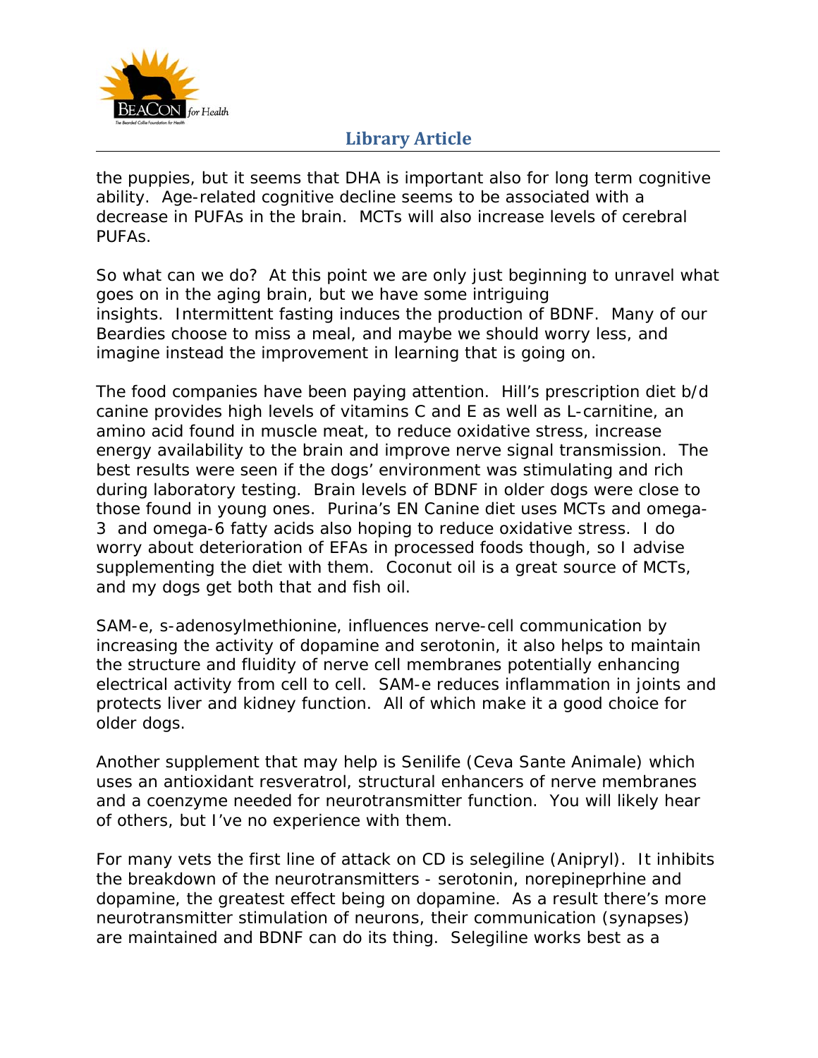the puppies, but it seems that DHA is important also for long term cognitive ability. Age-related cognitive decline seems to be associated with a decrease in PUFAs in the brain. MCTs will also increase levels of cerebral PUFAs.

So what can we do? At this point we are only just beginning to unravel what goes on in the aging brain, but we have some intriguing insights. Intermittent fasting induces the production of BDNF. Many of our Beardies choose to miss a meal, and maybe we should worry less, and imagine instead the improvement in learning that is going on.

The food companies have been paying attention. Hill's prescription diet b/d canine provides high levels of vitamins C and E as well as L-carnitine, an amino acid found in muscle meat, to reduce oxidative stress, increase energy availability to the brain and improve nerve signal transmission. The best results were seen if the dogs' environment was stimulating and rich during laboratory testing. Brain levels of BDNF in older dogs were close to those found in young ones. Purina's EN Canine diet uses MCTs and omega-3 and omega-6 fatty acids also hoping to reduce oxidative stress. I do worry about deterioration of EFAs in processed foods though, so I advise supplementing the diet with them. Coconut oil is a great source of MCTs, and my dogs get both that and fish oil.

SAM-e, s-adenosylmethionine, influences nerve-cell communication by increasing the activity of dopamine and serotonin, it also helps to maintain the structure and fluidity of nerve cell membranes potentially enhancing electrical activity from cell to cell. SAM-e reduces inflammation in joints and protects liver and kidney function. All of which make it a good choice for older dogs.

Another supplement that may help is Senilife (Ceva Sante Animale) which uses an antioxidant resveratrol, structural enhancers of nerve membranes and a coenzyme needed for neurotransmitter function. You will likely hear of others, but I've no experience with them.

For many vets the first line of attack on CD is selegiline (Anipryl). It inhibits the breakdown of the neurotransmitters - serotonin, norepineprhine and dopamine, the greatest effect being on dopamine. As a result there's more neurotransmitter stimulation of neurons, their communication (synapses) are maintained and BDNF can do its thing. Selegiline works best as a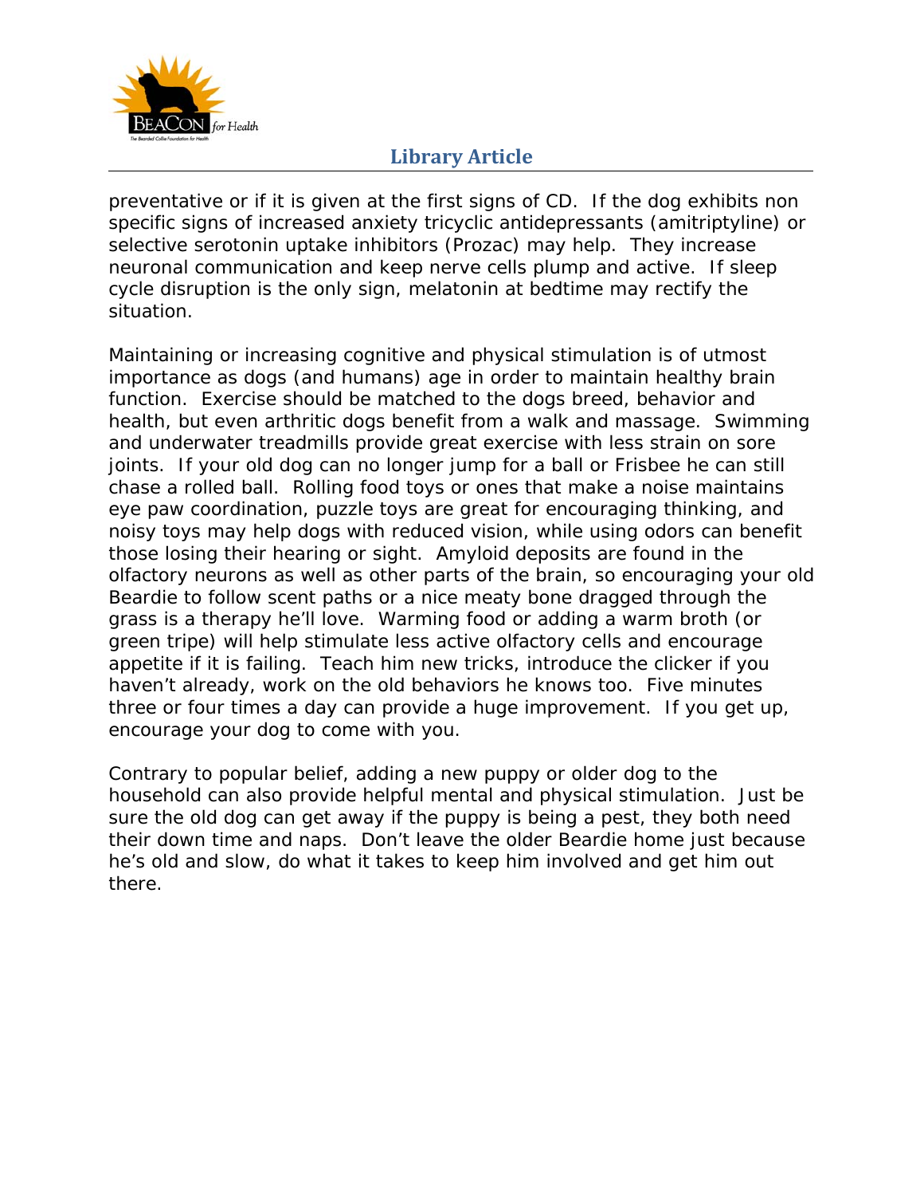preventative or if it is given at the first signs of CD. If the dog exhibits non specific signs of increased anxiety tricyclic antidepressants (amitriptyline) or selective serotonin uptake inhibitors (Prozac) may help. They increase neuronal communication and keep nerve cells plump and active. If sleep cycle disruption is the only sign, melatonin at bedtime may rectify the situation.

Maintaining or increasing cognitive and physical stimulation is of utmost importance as dogs (and humans) age in order to maintain healthy brain function. Exercise should be matched to the dogs breed, behavior and health, but even arthritic dogs benefit from a walk and massage. Swimming and underwater treadmills provide great exercise with less strain on sore joints. If your old dog can no longer jump for a ball or Frisbee he can still chase a rolled ball. Rolling food toys or ones that make a noise maintains eye paw coordination, puzzle toys are great for encouraging thinking, and noisy toys may help dogs with reduced vision, while using odors can benefit those losing their hearing or sight. Amyloid deposits are found in the olfactory neurons as well as other parts of the brain, so encouraging your old Beardie to follow scent paths or a nice meaty bone dragged through the grass is a therapy he'll love. Warming food or adding a warm broth (or green tripe) will help stimulate less active olfactory cells and encourage appetite if it is failing. Teach him new tricks, introduce the clicker if you haven't already, work on the old behaviors he knows too. Five minutes three or four times a day can provide a huge improvement. If you get up, encourage your dog to come with you.

Contrary to popular belief, adding a new puppy or older dog to the household can also provide helpful mental and physical stimulation. Just be sure the old dog can get away if the puppy is being a pest, they both need their down time and naps. Don't leave the older Beardie home just because he's old and slow, do what it takes to keep him involved and get him out there.